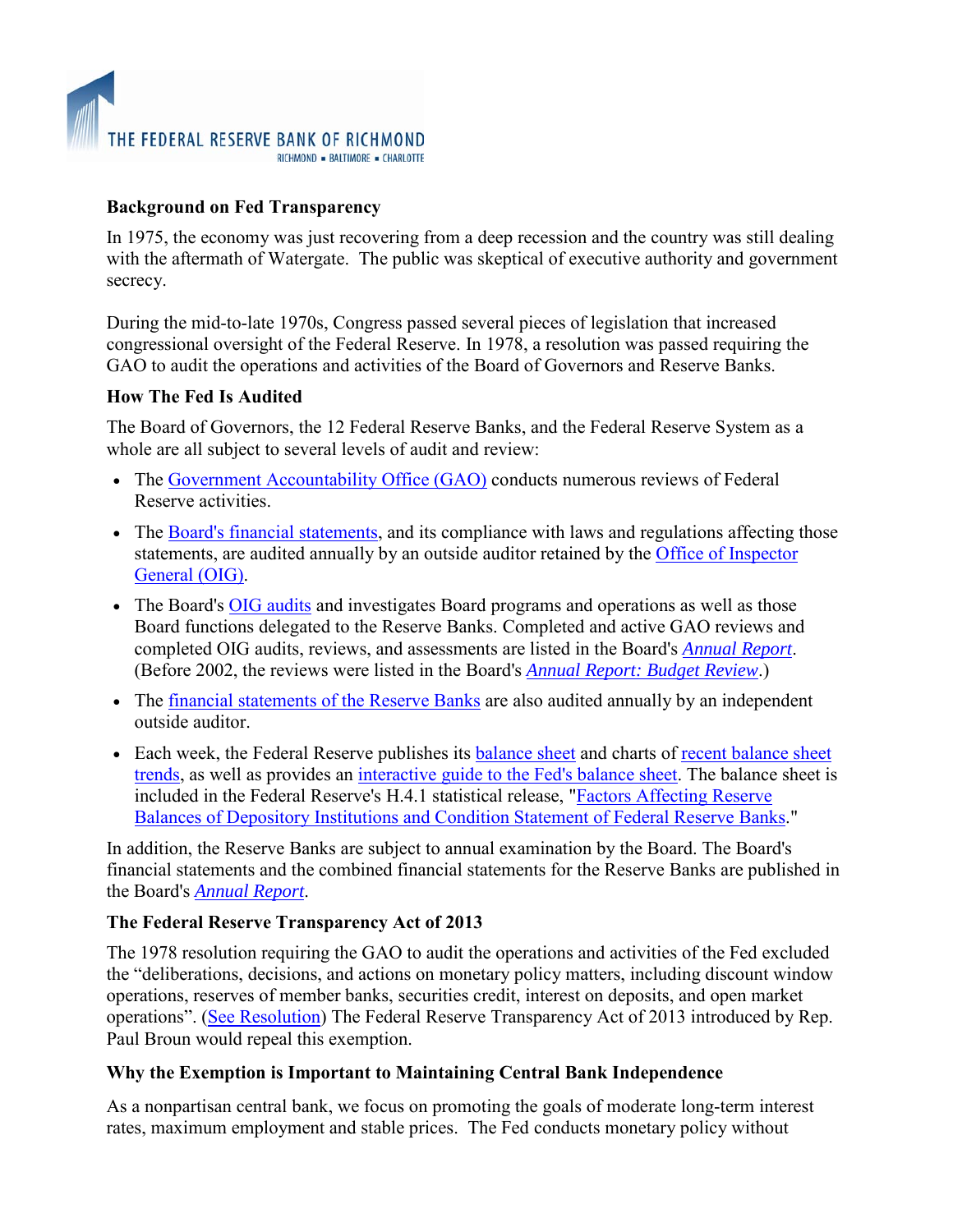THE FEDERAL RESERVE BANK OF RICHMOND
RICHMOND ▪ BALTIMORE ▪ CHARLOTTE

**Background on Fed Transparency**

In 1975, the economy was just recovering from a deep recession and the country was still dealing with the aftermath of Watergate. The public was skeptical of executive authority and government secrecy.

During the mid-to-late 1970s, Congress passed several pieces of legislation that increased congressional oversight of the Federal Reserve. In 1978, a resolution was passed requiring the GAO to audit the operations and activities of the Board of Governors and Reserve Banks.

**How The Fed Is Audited**

The Board of Governors, the 12 Federal Reserve Banks, and the Federal Reserve System as a whole are all subject to several levels of audit and review:

- The Government Accountability Office (GAO) conducts numerous reviews of Federal Reserve activities.
- The Board's financial statements, and its compliance with laws and regulations affecting those statements, are audited annually by an outside auditor retained by the Office of Inspector General (OIG).
- The Board's OIG audits and investigates Board programs and operations as well as those Board functions delegated to the Reserve Banks. Completed and active GAO reviews and completed OIG audits, reviews, and assessments are listed in the Board's *Annual Report*. (Before 2002, the reviews were listed in the Board's *Annual Report: Budget Review*.)
- The financial statements of the Reserve Banks are also audited annually by an independent outside auditor.
- Each week, the Federal Reserve publishes its balance sheet and charts of recent balance sheet trends, as well as provides an interactive guide to the Fed's balance sheet. The balance sheet is included in the Federal Reserve's H.4.1 statistical release, "Factors Affecting Reserve Balances of Depository Institutions and Condition Statement of Federal Reserve Banks."

In addition, the Reserve Banks are subject to annual examination by the Board. The Board's financial statements and the combined financial statements for the Reserve Banks are published in the Board's *Annual Report*.

**The Federal Reserve Transparency Act of 2013**

The 1978 resolution requiring the GAO to audit the operations and activities of the Fed excluded the "deliberations, decisions, and actions on monetary policy matters, including discount window operations, reserves of member banks, securities credit, interest on deposits, and open market operations". (See Resolution) The Federal Reserve Transparency Act of 2013 introduced by Rep. Paul Broun would repeal this exemption.

**Why the Exemption is Important to Maintaining Central Bank Independence**

As a nonpartisan central bank, we focus on promoting the goals of moderate long-term interest rates, maximum employment and stable prices. The Fed conducts monetary policy without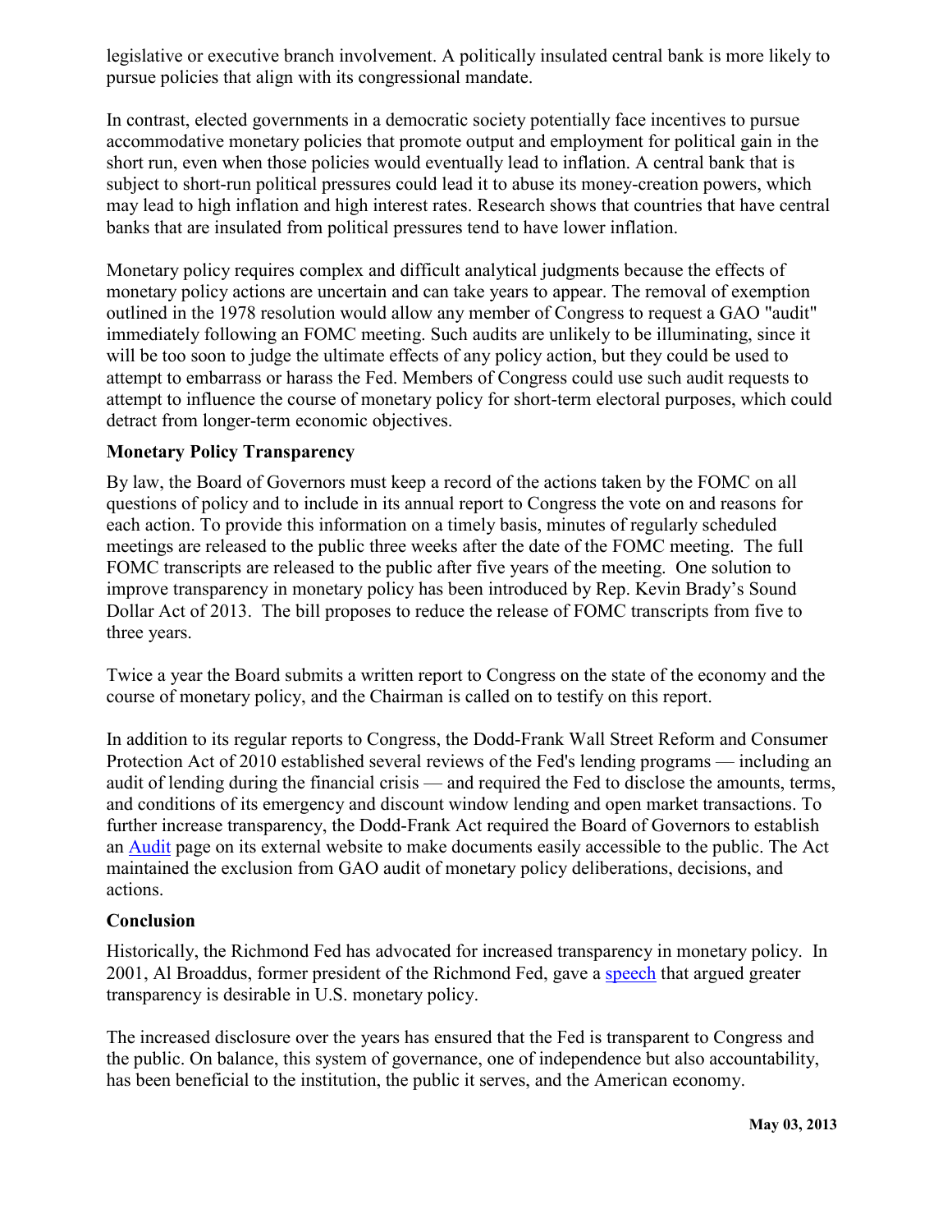legislative or executive branch involvement. A politically insulated central bank is more likely to pursue policies that align with its congressional mandate.

In contrast, elected governments in a democratic society potentially face incentives to pursue accommodative monetary policies that promote output and employment for political gain in the short run, even when those policies would eventually lead to inflation. A central bank that is subject to short-run political pressures could lead it to abuse its money-creation powers, which may lead to high inflation and high interest rates. Research shows that countries that have central banks that are insulated from political pressures tend to have lower inflation.

Monetary policy requires complex and difficult analytical judgments because the effects of monetary policy actions are uncertain and can take years to appear. The removal of exemption outlined in the 1978 resolution would allow any member of Congress to request a GAO "audit" immediately following an FOMC meeting. Such audits are unlikely to be illuminating, since it will be too soon to judge the ultimate effects of any policy action, but they could be used to attempt to embarrass or harass the Fed. Members of Congress could use such audit requests to attempt to influence the course of monetary policy for short-term electoral purposes, which could detract from longer-term economic objectives.

## Monetary Policy Transparency

By law, the Board of Governors must keep a record of the actions taken by the FOMC on all questions of policy and to include in its annual report to Congress the vote on and reasons for each action. To provide this information on a timely basis, minutes of regularly scheduled meetings are released to the public three weeks after the date of the FOMC meeting. The full FOMC transcripts are released to the public after five years of the meeting. One solution to improve transparency in monetary policy has been introduced by Rep. Kevin Brady's Sound Dollar Act of 2013. The bill proposes to reduce the release of FOMC transcripts from five to three years.

Twice a year the Board submits a written report to Congress on the state of the economy and the course of monetary policy, and the Chairman is called on to testify on this report.

In addition to its regular reports to Congress, the Dodd-Frank Wall Street Reform and Consumer Protection Act of 2010 established several reviews of the Fed's lending programs — including an audit of lending during the financial crisis — and required the Fed to disclose the amounts, terms, and conditions of its emergency and discount window lending and open market transactions. To further increase transparency, the Dodd-Frank Act required the Board of Governors to establish an Audit page on its external website to make documents easily accessible to the public. The Act maintained the exclusion from GAO audit of monetary policy deliberations, decisions, and actions.

## Conclusion

Historically, the Richmond Fed has advocated for increased transparency in monetary policy. In 2001, Al Broaddus, former president of the Richmond Fed, gave a speech that argued greater transparency is desirable in U.S. monetary policy.

The increased disclosure over the years has ensured that the Fed is transparent to Congress and the public. On balance, this system of governance, one of independence but also accountability, has been beneficial to the institution, the public it serves, and the American economy.

**May 03, 2013**